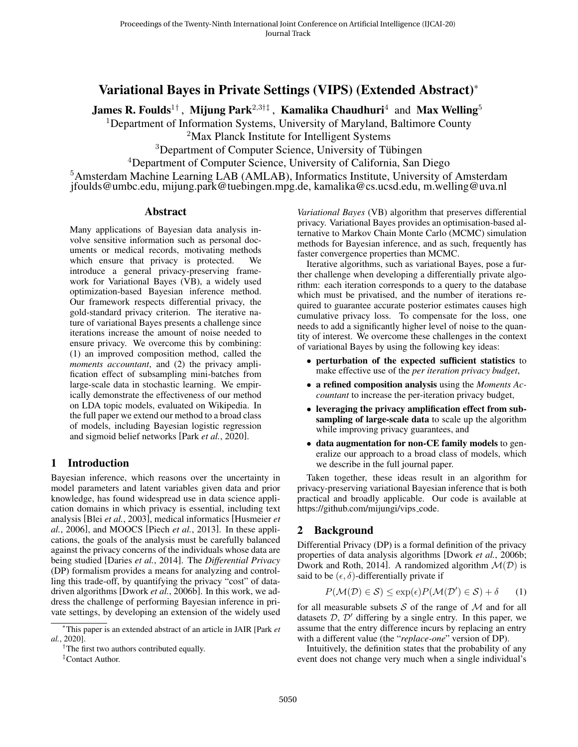# Variational Bayes in Private Settings (VIPS) (Extended Abstract)*

**James R. Foulds**[1†], **Mijung Park**[2,3†‡], **Kamalika Chaudhuri**[4] and **Max Welling**[5]

[1]Department of Information Systems, University of Maryland, Baltimore County
[2]Max Planck Institute for Intelligent Systems
[3]Department of Computer Science, University of Tübingen
[4]Department of Computer Science, University of California, San Diego
[5]Amsterdam Machine Learning LAB (AMLAB), Informatics Institute, University of Amsterdam
jfoulds@umbc.edu, mijung.park@tuebingen.mpg.de, kamalika@cs.ucsd.edu, m.welling@uva.nl

## Abstract

Many applications of Bayesian data analysis involve sensitive information such as personal documents or medical records, motivating methods which ensure that privacy is protected. We introduce a general privacy-preserving framework for Variational Bayes (VB), a widely used optimization-based Bayesian inference method. Our framework respects differential privacy, the gold-standard privacy criterion. The iterative nature of variational Bayes presents a challenge since iterations increase the amount of noise needed to ensure privacy. We overcome this by combining: (1) an improved composition method, called the *moments accountant*, and (2) the privacy amplification effect of subsampling mini-batches from large-scale data in stochastic learning. We empirically demonstrate the effectiveness of our method on LDA topic models, evaluated on Wikipedia. In the full paper we extend our method to a broad class of models, including Bayesian logistic regression and sigmoid belief networks [Park *et al.*, 2020].

## 1 Introduction

Bayesian inference, which reasons over the uncertainty in model parameters and latent variables given data and prior knowledge, has found widespread use in data science application domains in which privacy is essential, including text analysis [Blei *et al.*, 2003], medical informatics [Husmeier *et al.*, 2006], and MOOCS [Piech *et al.*, 2013]. In these applications, the goals of the analysis must be carefully balanced against the privacy concerns of the individuals whose data are being studied [Daries *et al.*, 2014]. The *Differential Privacy* (DP) formalism provides a means for analyzing and controlling this trade-off, by quantifying the privacy "cost" of data-driven algorithms [Dwork *et al.*, 2006b]. In this work, we address the challenge of performing Bayesian inference in private settings, by developing an extension of the widely used *Variational Bayes* (VB) algorithm that preserves differential privacy. Variational Bayes provides an optimisation-based alternative to Markov Chain Monte Carlo (MCMC) simulation methods for Bayesian inference, and as such, frequently has faster convergence properties than MCMC.

Iterative algorithms, such as variational Bayes, pose a further challenge when developing a differentially private algorithm: each iteration corresponds to a query to the database which must be privatised, and the number of iterations required to guarantee accurate posterior estimates causes high cumulative privacy loss. To compensate for the loss, one needs to add a significantly higher level of noise to the quantity of interest. We overcome these challenges in the context of variational Bayes by using the following key ideas:

- **perturbation of the expected sufficient statistics** to make effective use of the *per iteration privacy budget*,
- **a refined composition analysis** using the *Moments Accountant* to increase the per-iteration privacy budget,
- **leveraging the privacy amplification effect from subsampling of large-scale data** to scale up the algorithm while improving privacy guarantees, and
- **data augmentation for non-CE family models** to generalize our approach to a broad class of models, which we describe in the full journal paper.

Taken together, these ideas result in an algorithm for privacy-preserving variational Bayesian inference that is both practical and broadly applicable. Our code is available at https://github.com/mijungi/vips_code.

## 2 Background

Differential Privacy (DP) is a formal definition of the privacy properties of data analysis algorithms [Dwork *et al.*, 2006b; Dwork and Roth, 2014]. A randomized algorithm $\mathcal{M}(\mathcal{D})$ is said to be $(\epsilon, \delta)$-differentially private if

$$P(\mathcal{M}(\mathcal{D}) \in \mathcal{S}) \leq \exp(\epsilon) P(\mathcal{M}(\mathcal{D}') \in \mathcal{S}) + \delta \qquad (1)$$

for all measurable subsets $\mathcal{S}$ of the range of $\mathcal{M}$ and for all datasets $\mathcal{D}$, $\mathcal{D}'$ differing by a single entry. In this paper, we assume that the entry difference incurs by replacing an entry with a different value (the "*replace-one*" version of DP).

Intuitively, the definition states that the probability of any event does not change very much when a single individual's

---

*This paper is an extended abstract of an article in JAIR [Park *et al.*, 2020].

†The first two authors contributed equally.

‡Contact Author.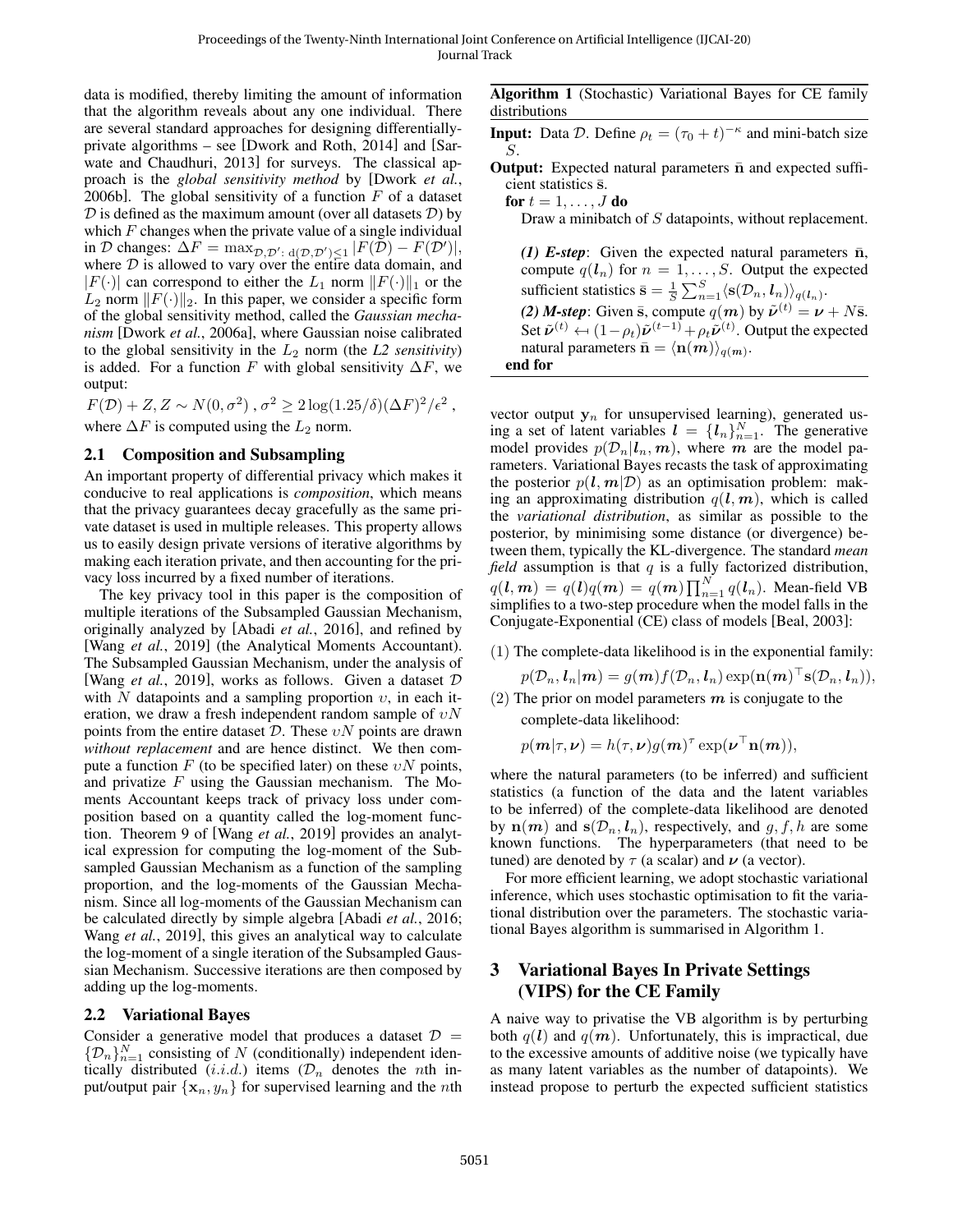data is modified, thereby limiting the amount of information that the algorithm reveals about any one individual. There are several standard approaches for designing differentially-private algorithms – see [Dwork and Roth, 2014] and [Sarwate and Chaudhuri, 2013] for surveys. The classical approach is the *global sensitivity method* by [Dwork *et al.*, 2006b]. The global sensitivity of a function $F$ of a dataset $\mathcal{D}$ is defined as the maximum amount (over all datasets $\mathcal{D}$) by which $F$ changes when the private value of a single individual in $\mathcal{D}$ changes: $\Delta F = \max_{\mathcal{D},\mathcal{D}':\, d(\mathcal{D},\mathcal{D}')\leq 1} |F(\mathcal{D}) - F(\mathcal{D}')|$, where $\mathcal{D}$ is allowed to vary over the entire data domain, and $|F(\cdot)|$ can correspond to either the $L_1$ norm $\|F(\cdot)\|_1$ or the $L_2$ norm $\|F(\cdot)\|_2$. In this paper, we consider a specific form of the global sensitivity method, called the *Gaussian mechanism* [Dwork *et al.*, 2006a], where Gaussian noise calibrated to the global sensitivity in the $L_2$ norm (the *L2 sensitivity*) is added. For a function $F$ with global sensitivity $\Delta F$, we output:

$$F(\mathcal{D}) + Z, Z \sim N(0, \sigma^2)\, , \sigma^2 \geq 2\log(1.25/\delta)(\Delta F)^2/\epsilon^2\, ,$$

where $\Delta F$ is computed using the $L_2$ norm.

### 2.1 Composition and Subsampling

An important property of differential privacy which makes it conducive to real applications is *composition*, which means that the privacy guarantees decay gracefully as the same private dataset is used in multiple releases. This property allows us to easily design private versions of iterative algorithms by making each iteration private, and then accounting for the privacy loss incurred by a fixed number of iterations.

The key privacy tool in this paper is the composition of multiple iterations of the Subsampled Gaussian Mechanism, originally analyzed by [Abadi *et al.*, 2016], and refined by [Wang *et al.*, 2019] (the Analytical Moments Accountant). The Subsampled Gaussian Mechanism, under the analysis of [Wang *et al.*, 2019], works as follows. Given a dataset $\mathcal{D}$ with $N$ datapoints and a sampling proportion $\upsilon$, in each iteration, we draw a fresh independent random sample of $\upsilon N$ points from the entire dataset $\mathcal{D}$. These $\upsilon N$ points are drawn *without replacement* and are hence distinct. We then compute a function $F$ (to be specified later) on these $\upsilon N$ points, and privatize $F$ using the Gaussian mechanism. The Moments Accountant keeps track of privacy loss under composition based on a quantity called the log-moment function. Theorem 9 of [Wang *et al.*, 2019] provides an analytical expression for computing the log-moment of the Subsampled Gaussian Mechanism as a function of the sampling proportion, and the log-moments of the Gaussian Mechanism. Since all log-moments of the Gaussian Mechanism can be calculated directly by simple algebra [Abadi *et al.*, 2016; Wang *et al.*, 2019], this gives an analytical way to calculate the log-moment of a single iteration of the Subsampled Gaussian Mechanism. Successive iterations are then composed by adding up the log-moments.

### 2.2 Variational Bayes

Consider a generative model that produces a dataset $\mathcal{D} = \{\mathcal{D}_n\}_{n=1}^N$ consisting of $N$ (conditionally) independent identically distributed (*i.i.d.*) items ($\mathcal{D}_n$ denotes the $n$th input/output pair $\{\mathbf{x}_n, y_n\}$ for supervised learning and the $n$th vector output $\mathbf{y}_n$ for unsupervised learning), generated using a set of latent variables $\boldsymbol{l} = \{\boldsymbol{l}_n\}_{n=1}^N$. The generative model provides $p(\mathcal{D}_n|\boldsymbol{l}_n, \boldsymbol{m})$, where $\boldsymbol{m}$ are the model parameters. Variational Bayes recasts the task of approximating the posterior $p(\boldsymbol{l}, \boldsymbol{m}|\mathcal{D})$ as an optimisation problem: making an approximating distribution $q(\boldsymbol{l}, \boldsymbol{m})$, which is called the *variational distribution*, as similar as possible to the posterior, by minimising some distance (or divergence) between them, typically the KL-divergence. The standard *mean field* assumption is that $q$ is a fully factorized distribution, $q(\boldsymbol{l}, \boldsymbol{m}) = q(\boldsymbol{l})q(\boldsymbol{m}) = q(\boldsymbol{m})\prod_{n=1}^N q(\boldsymbol{l}_n)$. Mean-field VB simplifies to a two-step procedure when the model falls in the Conjugate-Exponential (CE) class of models [Beal, 2003]:

(1) The complete-data likelihood is in the exponential family:

$$p(\mathcal{D}_n, \boldsymbol{l}_n|\boldsymbol{m}) = g(\boldsymbol{m})f(\mathcal{D}_n, \boldsymbol{l}_n)\exp(\mathbf{n}(\boldsymbol{m})^\top \mathbf{s}(\mathcal{D}_n, \boldsymbol{l}_n)),$$

(2) The prior on model parameters $\boldsymbol{m}$ is conjugate to the complete-data likelihood:

$$p(\boldsymbol{m}|\tau, \boldsymbol{\nu}) = h(\tau, \boldsymbol{\nu})g(\boldsymbol{m})^\tau \exp(\boldsymbol{\nu}^\top \mathbf{n}(\boldsymbol{m})),$$

where the natural parameters (to be inferred) and sufficient statistics (a function of the data and the latent variables to be inferred) of the complete-data likelihood are denoted by $\mathbf{n}(\boldsymbol{m})$ and $\mathbf{s}(\mathcal{D}_n, \boldsymbol{l}_n)$, respectively, and $g, f, h$ are some known functions. The hyperparameters (that need to be tuned) are denoted by $\tau$ (a scalar) and $\boldsymbol{\nu}$ (a vector).

For more efficient learning, we adopt stochastic variational inference, which uses stochastic optimisation to fit the variational distribution over the parameters. The stochastic variational Bayes algorithm is summarised in Algorithm 1.

---

**Algorithm 1** (Stochastic) Variational Bayes for CE family distributions

**Input:** Data $\mathcal{D}$. Define $\rho_t = (\tau_0 + t)^{-\kappa}$ and mini-batch size $S$.

**Output:** Expected natural parameters $\bar{\mathbf{n}}$ and expected sufficient statistics $\bar{\mathbf{s}}$.

**for** $t = 1, \ldots, J$ **do**

  Draw a minibatch of $S$ datapoints, without replacement.

  ***(1) E-step***: Given the expected natural parameters $\bar{\mathbf{n}}$, compute $q(\boldsymbol{l}_n)$ for $n = 1, \ldots, S$. Output the expected sufficient statistics $\bar{\mathbf{s}} = \frac{1}{S}\sum_{n=1}^S \langle \mathbf{s}(\mathcal{D}_n, \boldsymbol{l}_n)\rangle_{q(\boldsymbol{l}_n)}$.

  ***(2) M-step***: Given $\bar{\mathbf{s}}$, compute $q(\boldsymbol{m})$ by $\tilde{\boldsymbol{\nu}}^{(t)} = \boldsymbol{\nu} + N\bar{\mathbf{s}}$. Set $\tilde{\boldsymbol{\nu}}^{(t)} \leftarrow (1-\rho_t)\tilde{\boldsymbol{\nu}}^{(t-1)} + \rho_t\tilde{\boldsymbol{\nu}}^{(t)}$. Output the expected natural parameters $\bar{\mathbf{n}} = \langle \mathbf{n}(\boldsymbol{m})\rangle_{q(\boldsymbol{m})}$.

**end for**

---

## 3 Variational Bayes In Private Settings (VIPS) for the CE Family

A naive way to privatise the VB algorithm is by perturbing both $q(\boldsymbol{l})$ and $q(\boldsymbol{m})$. Unfortunately, this is impractical, due to the excessive amounts of additive noise (we typically have as many latent variables as the number of datapoints). We instead propose to perturb the expected sufficient statistics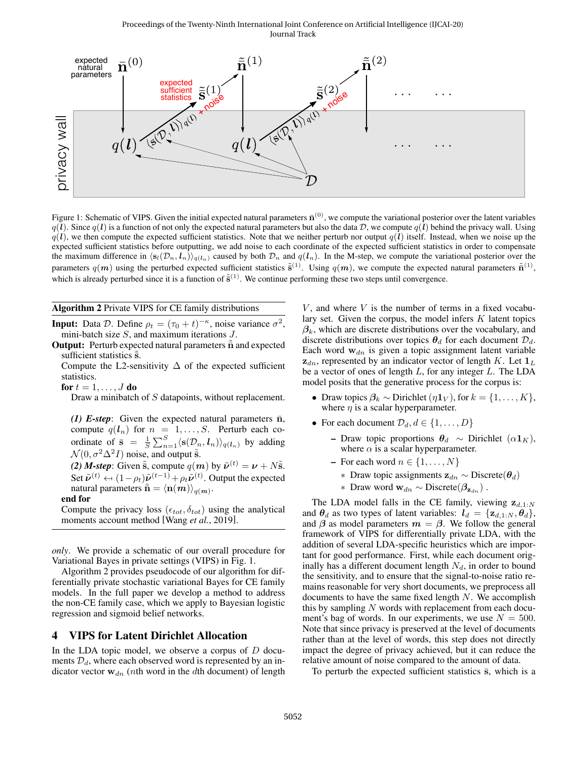Figure 1: Schematic of VIPS. Given the initial expected natural parameters $\bar{\mathbf{n}}^{(0)}$, we compute the variational posterior over the latent variables $q(\boldsymbol{l})$. Since $q(\boldsymbol{l})$ is a function of not only the expected natural parameters but also the data $\mathcal{D}$, we compute $q(\boldsymbol{l})$ behind the privacy wall. Using $q(\boldsymbol{l})$, we then compute the expected sufficient statistics. Note that we neither perturb nor output $q(\boldsymbol{l})$ itself. Instead, when we noise up the expected sufficient statistics before outputting, we add noise to each coordinate of the expected sufficient statistics in order to compensate the maximum difference in $\langle \mathbf{s}_l(\mathcal{D}_n, \boldsymbol{l}_n)\rangle_{q(\boldsymbol{l}_n)}$ caused by both $\mathcal{D}_n$ and $q(\boldsymbol{l}_n)$. In the M-step, we compute the variational posterior over the parameters $q(\boldsymbol{m})$ using the perturbed expected sufficient statistics $\tilde{\bar{\mathbf{s}}}^{(1)}$. Using $q(\boldsymbol{m})$, we compute the expected natural parameters $\tilde{\bar{\mathbf{n}}}^{(1)}$, which is already perturbed since it is a function of $\tilde{\bar{\mathbf{s}}}^{(1)}$. We continue performing these two steps until convergence.

**Algorithm 2** Private VIPS for CE family distributions

**Input:** Data $\mathcal{D}$. Define $\rho_t = (\tau_0 + t)^{-\kappa}$, noise variance $\sigma^2$, mini-batch size $S$, and maximum iterations $J$.
**Output:** Perturb expected natural parameters $\tilde{\bar{\mathbf{n}}}$ and expected sufficient statistics $\tilde{\bar{\mathbf{s}}}$.
Compute the L2-sensitivity $\Delta$ of the expected sufficient statistics.
**for** $t = 1, \ldots, J$ **do**
Draw a minibatch of $S$ datapoints, without replacement.

***(1) E-step***: Given the expected natural parameters $\bar{\mathbf{n}}$, compute $q(\boldsymbol{l}_n)$ for $n = 1, \ldots, S$. Perturb each coordinate of $\bar{\mathbf{s}} = \frac{1}{S}\sum_{n=1}^{S} \langle \mathbf{s}(\mathcal{D}_n, \boldsymbol{l}_n)\rangle_{q(\boldsymbol{l}_n)}$ by adding $\mathcal{N}(0, \sigma^2\Delta^2 I)$ noise, and output $\tilde{\bar{\mathbf{s}}}$.
***(2) M-step***: Given $\tilde{\bar{\mathbf{s}}}$, compute $q(\boldsymbol{m})$ by $\tilde{\boldsymbol{\nu}}^{(t)} = \boldsymbol{\nu} + N\tilde{\bar{\mathbf{s}}}$. Set $\tilde{\boldsymbol{\nu}}^{(t)} \leftarrow (1-\rho_t)\tilde{\boldsymbol{\nu}}^{(t-1)} + \rho_t \tilde{\boldsymbol{\nu}}^{(t)}$. Output the expected natural parameters $\tilde{\bar{\mathbf{n}}} = \langle \mathbf{n}(\boldsymbol{m})\rangle_{q(\boldsymbol{m})}$.
**end for**
Compute the privacy loss $(\epsilon_{tot}, \delta_{tot})$ using the analytical moments account method [Wang *et al.*, 2019].

*only*. We provide a schematic of our overall procedure for Variational Bayes in private settings (VIPS) in Fig. 1.

Algorithm 2 provides pseudocode of our algorithm for differentially private stochastic variational Bayes for CE family models. In the full paper we develop a method to address the non-CE family case, which we apply to Bayesian logistic regression and sigmoid belief networks.

## 4 VIPS for Latent Dirichlet Allocation

In the LDA topic model, we observe a corpus of $D$ documents $\mathcal{D}_d$, where each observed word is represented by an indicator vector $\mathbf{w}_{dn}$ ($n$th word in the $d$th document) of length $V$, and where $V$ is the number of terms in a fixed vocabulary set. Given the corpus, the model infers $K$ latent topics $\boldsymbol{\beta}_k$, which are discrete distributions over the vocabulary, and discrete distributions over topics $\boldsymbol{\theta}_d$ for each document $\mathcal{D}_d$. Each word $\mathbf{w}_{dn}$ is given a topic assignment latent variable $\mathbf{z}_{dn}$, represented by an indicator vector of length $K$. Let $\mathbf{1}_L$ be a vector of ones of length $L$, for any integer $L$. The LDA model posits that the generative process for the corpus is:

- Draw topics $\boldsymbol{\beta}_k \sim$ Dirichlet $(\eta \mathbf{1}_V)$, for $k = \{1, \ldots, K\}$, where $\eta$ is a scalar hyperparameter.
- For each document $\mathcal{D}_d, d \in \{1, \ldots, D\}$
  - Draw topic proportions $\boldsymbol{\theta}_d \sim$ Dirichlet $(\alpha \mathbf{1}_K)$, where $\alpha$ is a scalar hyperparameter.
  - For each word $n \in \{1, \ldots, N\}$
    - Draw topic assignments $\mathbf{z}_{dn} \sim$ Discrete$(\boldsymbol{\theta}_d)$
    - Draw word $\mathbf{w}_{dn} \sim$ Discrete$(\boldsymbol{\beta}_{\mathbf{z}_{dn}})$ .

The LDA model falls in the CE family, viewing $\mathbf{z}_{d,1:N}$ and $\boldsymbol{\theta}_d$ as two types of latent variables: $\boldsymbol{l}_d = \{\mathbf{z}_{d,1:N}, \boldsymbol{\theta}_d\}$, and $\boldsymbol{\beta}$ as model parameters $\boldsymbol{m} = \boldsymbol{\beta}$. We follow the general framework of VIPS for differentially private LDA, with the addition of several LDA-specific heuristics which are important for good performance. First, while each document originally has a different document length $N_d$, in order to bound the sensitivity, and to ensure that the signal-to-noise ratio remains reasonable for very short documents, we preprocess all documents to have the same fixed length $N$. We accomplish this by sampling $N$ words with replacement from each document's bag of words. In our experiments, we use $N = 500$. Note that since privacy is preserved at the level of documents rather than at the level of words, this step does not directly impact the degree of privacy achieved, but it can reduce the relative amount of noise compared to the amount of data.

To perturb the expected sufficient statistics $\bar{\mathbf{s}}$, which is a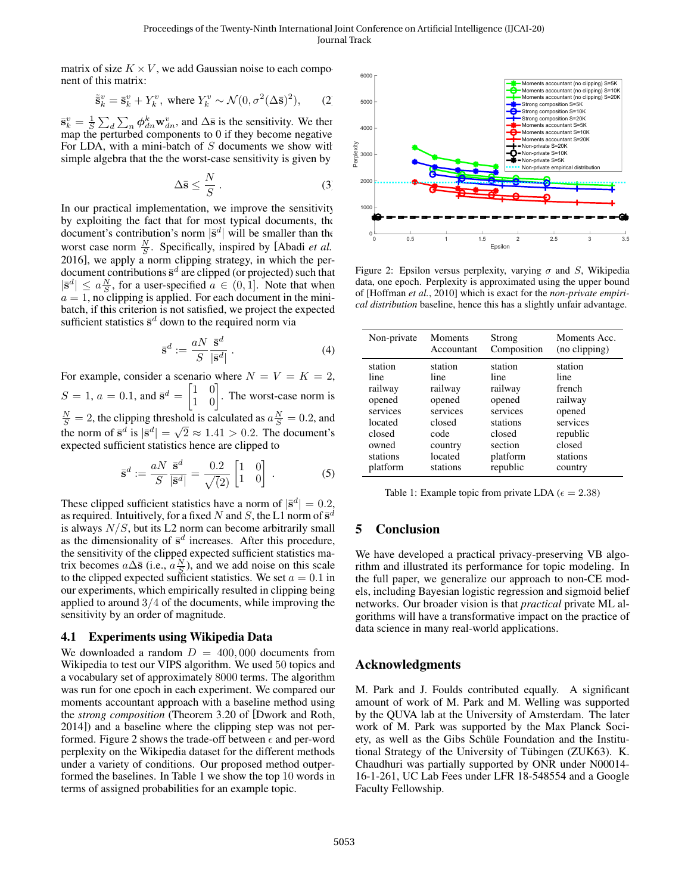matrix of size $K \times V$, we add Gaussian noise to each component of this matrix:

$$\tilde{\bar{\mathbf{s}}}_k^v = \bar{\mathbf{s}}_k^v + Y_k^v, \text{ where } Y_k^v \sim \mathcal{N}(0, \sigma^2(\Delta\bar{\mathbf{s}})^2), \quad (2)$$

$\bar{\mathbf{s}}_k^v = \frac{1}{S}\sum_d \sum_n \phi_{dn}^k \mathbf{w}_{dn}^v$, and $\Delta\bar{\mathbf{s}}$ is the sensitivity. We then map the perturbed components to 0 if they become negative. For LDA, with a mini-batch of $S$ documents we show with simple algebra that the the worst-case sensitivity is given by

$$\Delta\bar{\mathbf{s}} \leq \frac{N}{S}. \quad (3)$$

In our practical implementation, we improve the sensitivity by exploiting the fact that for most typical documents, the document's contribution's norm $|\bar{\mathbf{s}}^d|$ will be smaller than the worst case norm $\frac{N}{S}$. Specifically, inspired by [Abadi *et al.* 2016], we apply a norm clipping strategy, in which the per-document contributions $\bar{\mathbf{s}}^d$ are clipped (or projected) such that $|\bar{\mathbf{s}}^d| \leq a\frac{N}{S}$, for a user-specified $a \in (0, 1]$. Note that when $a = 1$, no clipping is applied. For each document in the mini-batch, if this criterion is not satisfied, we project the expected sufficient statistics $\bar{\mathbf{s}}^d$ down to the required norm via

$$\bar{\mathbf{s}}^d := \frac{aN}{S}\frac{\bar{\mathbf{s}}^d}{|\bar{\mathbf{s}}^d|}. \quad (4)$$

For example, consider a scenario where $N = V = K = 2$, $S = 1$, $a = 0.1$, and $\bar{\mathbf{s}}^d = \begin{bmatrix} 1 & 0 \\ 1 & 0 \end{bmatrix}$. The worst-case norm is $\frac{N}{S} = 2$, the clipping threshold is calculated as $a\frac{N}{S} = 0.2$, and the norm of $\bar{\mathbf{s}}^d$ is $|\bar{\mathbf{s}}^d| = \sqrt{2} \approx 1.41 > 0.2$. The document's expected sufficient statistics hence are clipped to

$$\bar{\mathbf{s}}^d := \frac{aN}{S}\frac{\bar{\mathbf{s}}^d}{|\bar{\mathbf{s}}^d|} = \frac{0.2}{\sqrt{(2)}}\begin{bmatrix} 1 & 0 \\ 1 & 0 \end{bmatrix}. \quad (5)$$

These clipped sufficient statistics have a norm of $|\bar{\mathbf{s}}^d| = 0.2$, as required. Intuitively, for a fixed $N$ and $S$, the L1 norm of $\bar{\mathbf{s}}^d$ is always $N/S$, but its L2 norm can become arbitrarily small as the dimensionality of $\bar{\mathbf{s}}^d$ increases. After this procedure, the sensitivity of the clipped expected sufficient statistics matrix becomes $a\Delta\bar{\mathbf{s}}$ (i.e., $a\frac{N}{S}$), and we add noise on this scale to the clipped expected sufficient statistics. We set $a = 0.1$ in our experiments, which empirically resulted in clipping being applied to around $3/4$ of the documents, while improving the sensitivity by an order of magnitude.

### 4.1 Experiments using Wikipedia Data

We downloaded a random $D = 400,000$ documents from Wikipedia to test our VIPS algorithm. We used 50 topics and a vocabulary set of approximately 8000 terms. The algorithm was run for one epoch in each experiment. We compared our moments accountant approach with a baseline method using the *strong composition* (Theorem 3.20 of [Dwork and Roth, 2014]) and a baseline where the clipping step was not performed. Figure 2 shows the trade-off between $\epsilon$ and per-word perplexity on the Wikipedia dataset for the different methods under a variety of conditions. Our proposed method outperformed the baselines. In Table 1 we show the top 10 words in terms of assigned probabilities for an example topic.

Figure 2: Epsilon versus perplexity, varying $\sigma$ and $S$, Wikipedia data, one epoch. Perplexity is approximated using the upper bound of [Hoffman *et al.*, 2010] which is exact for the *non-private empirical distribution* baseline, hence this has a slightly unfair advantage.

| Non-private | Moments Accountant | Strong Composition | Moments Acc. (no clipping) |
|---|---|---|---|
| station | station | station | station |
| line | line | line | line |
| railway | railway | railway | french |
| opened | opened | opened | railway |
| services | services | services | opened |
| located | closed | stations | services |
| closed | code | closed | republic |
| owned | country | section | closed |
| stations | located | platform | stations |
| platform | stations | republic | country |

Table 1: Example topic from private LDA ($\epsilon = 2.38$)

## 5 Conclusion

We have developed a practical privacy-preserving VB algorithm and illustrated its performance for topic modeling. In the full paper, we generalize our approach to non-CE models, including Bayesian logistic regression and sigmoid belief networks. Our broader vision is that *practical* private ML algorithms will have a transformative impact on the practice of data science in many real-world applications.

## Acknowledgments

M. Park and J. Foulds contributed equally. A significant amount of work of M. Park and M. Welling was supported by the QUVA lab at the University of Amsterdam. The later work of M. Park was supported by the Max Planck Society, as well as the Gibs Schüle Foundation and the Institutional Strategy of the University of Tübingen (ZUK63). K. Chaudhuri was partially supported by ONR under N00014-16-1-261, UC Lab Fees under LFR 18-548554 and a Google Faculty Fellowship.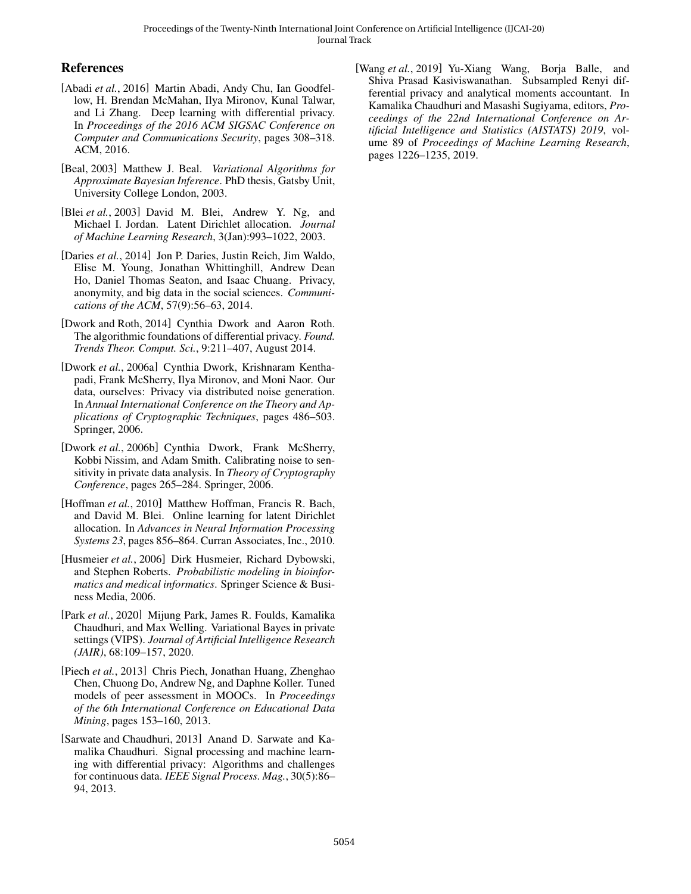## References

[Abadi *et al.*, 2016] Martin Abadi, Andy Chu, Ian Goodfellow, H. Brendan McMahan, Ilya Mironov, Kunal Talwar, and Li Zhang. Deep learning with differential privacy. In *Proceedings of the 2016 ACM SIGSAC Conference on Computer and Communications Security*, pages 308–318. ACM, 2016.

[Beal, 2003] Matthew J. Beal. *Variational Algorithms for Approximate Bayesian Inference*. PhD thesis, Gatsby Unit, University College London, 2003.

[Blei *et al.*, 2003] David M. Blei, Andrew Y. Ng, and Michael I. Jordan. Latent Dirichlet allocation. *Journal of Machine Learning Research*, 3(Jan):993–1022, 2003.

[Daries *et al.*, 2014] Jon P. Daries, Justin Reich, Jim Waldo, Elise M. Young, Jonathan Whittinghill, Andrew Dean Ho, Daniel Thomas Seaton, and Isaac Chuang. Privacy, anonymity, and big data in the social sciences. *Communications of the ACM*, 57(9):56–63, 2014.

[Dwork and Roth, 2014] Cynthia Dwork and Aaron Roth. The algorithmic foundations of differential privacy. *Found. Trends Theor. Comput. Sci.*, 9:211–407, August 2014.

[Dwork *et al.*, 2006a] Cynthia Dwork, Krishnaram Kenthapadi, Frank McSherry, Ilya Mironov, and Moni Naor. Our data, ourselves: Privacy via distributed noise generation. In *Annual International Conference on the Theory and Applications of Cryptographic Techniques*, pages 486–503. Springer, 2006.

[Dwork *et al.*, 2006b] Cynthia Dwork, Frank McSherry, Kobbi Nissim, and Adam Smith. Calibrating noise to sensitivity in private data analysis. In *Theory of Cryptography Conference*, pages 265–284. Springer, 2006.

[Hoffman *et al.*, 2010] Matthew Hoffman, Francis R. Bach, and David M. Blei. Online learning for latent Dirichlet allocation. In *Advances in Neural Information Processing Systems 23*, pages 856–864. Curran Associates, Inc., 2010.

[Husmeier *et al.*, 2006] Dirk Husmeier, Richard Dybowski, and Stephen Roberts. *Probabilistic modeling in bioinformatics and medical informatics*. Springer Science & Business Media, 2006.

[Park *et al.*, 2020] Mijung Park, James R. Foulds, Kamalika Chaudhuri, and Max Welling. Variational Bayes in private settings (VIPS). *Journal of Artificial Intelligence Research (JAIR)*, 68:109–157, 2020.

[Piech *et al.*, 2013] Chris Piech, Jonathan Huang, Zhenghao Chen, Chuong Do, Andrew Ng, and Daphne Koller. Tuned models of peer assessment in MOOCs. In *Proceedings of the 6th International Conference on Educational Data Mining*, pages 153–160, 2013.

[Sarwate and Chaudhuri, 2013] Anand D. Sarwate and Kamalika Chaudhuri. Signal processing and machine learning with differential privacy: Algorithms and challenges for continuous data. *IEEE Signal Process. Mag.*, 30(5):86–94, 2013.

[Wang *et al.*, 2019] Yu-Xiang Wang, Borja Balle, and Shiva Prasad Kasiviswanathan. Subsampled Renyi differential privacy and analytical moments accountant. In Kamalika Chaudhuri and Masashi Sugiyama, editors, *Proceedings of the 22nd International Conference on Artificial Intelligence and Statistics (AISTATS) 2019*, volume 89 of *Proceedings of Machine Learning Research*, pages 1226–1235, 2019.